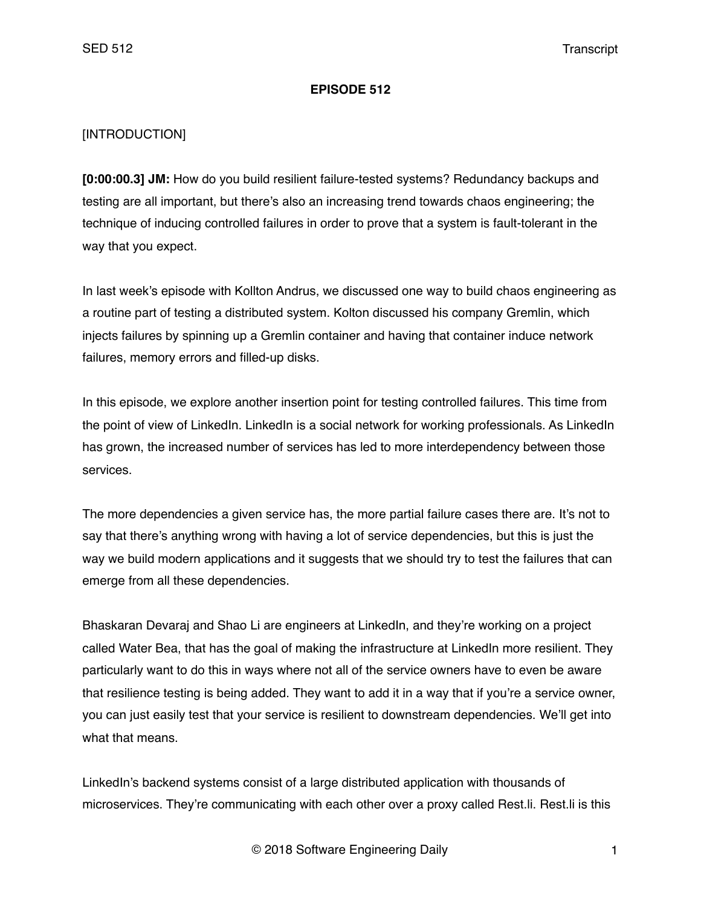**EPISODE 512**

[INTRODUCTION]

**[0:00:00.3] JM:** How do you build resilient failure-tested systems? Redundancy backups and testing are all important, but there's also an increasing trend towards chaos engineering; the technique of inducing controlled failures in order to prove that a system is fault-tolerant in the way that you expect.

In last week's episode with Kollton Andrus, we discussed one way to build chaos engineering as a routine part of testing a distributed system. Kolton discussed his company Gremlin, which injects failures by spinning up a Gremlin container and having that container induce network failures, memory errors and filled-up disks.

In this episode, we explore another insertion point for testing controlled failures. This time from the point of view of LinkedIn. LinkedIn is a social network for working professionals. As LinkedIn has grown, the increased number of services has led to more interdependency between those services.

The more dependencies a given service has, the more partial failure cases there are. It's not to say that there's anything wrong with having a lot of service dependencies, but this is just the way we build modern applications and it suggests that we should try to test the failures that can emerge from all these dependencies.

Bhaskaran Devaraj and Shao Li are engineers at LinkedIn, and they're working on a project called Water Bea, that has the goal of making the infrastructure at LinkedIn more resilient. They particularly want to do this in ways where not all of the service owners have to even be aware that resilience testing is being added. They want to add it in a way that if you're a service owner, you can just easily test that your service is resilient to downstream dependencies. We'll get into what that means.

LinkedIn's backend systems consist of a large distributed application with thousands of microservices. They're communicating with each other over a proxy called Rest.li. Rest.li is this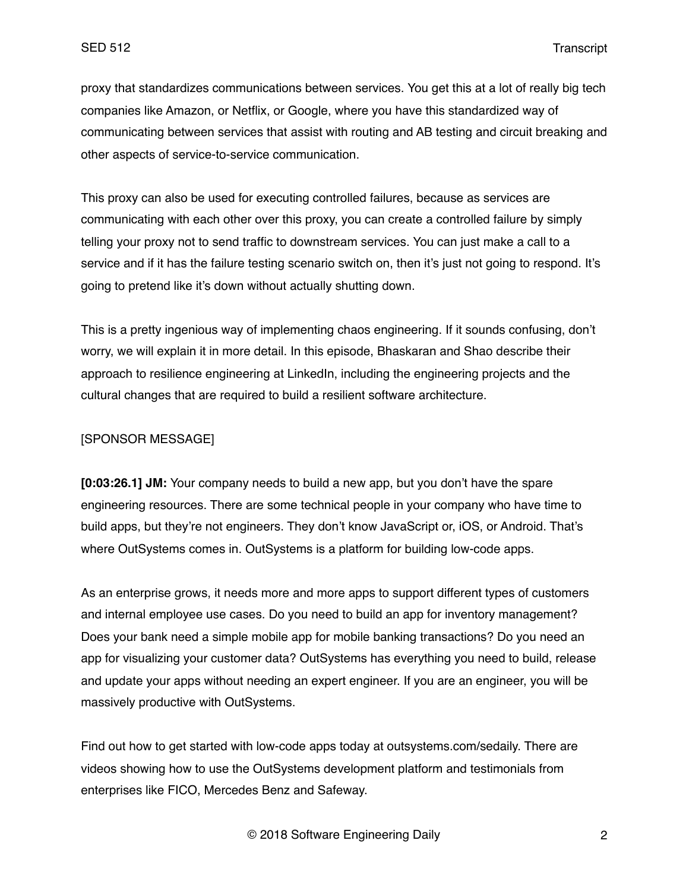proxy that standardizes communications between services. You get this at a lot of really big tech companies like Amazon, or Netflix, or Google, where you have this standardized way of communicating between services that assist with routing and AB testing and circuit breaking and other aspects of service-to-service communication.

This proxy can also be used for executing controlled failures, because as services are communicating with each other over this proxy, you can create a controlled failure by simply telling your proxy not to send traffic to downstream services. You can just make a call to a service and if it has the failure testing scenario switch on, then it's just not going to respond. It's going to pretend like it's down without actually shutting down.

This is a pretty ingenious way of implementing chaos engineering. If it sounds confusing, don't worry, we will explain it in more detail. In this episode, Bhaskaran and Shao describe their approach to resilience engineering at LinkedIn, including the engineering projects and the cultural changes that are required to build a resilient software architecture.

[SPONSOR MESSAGE]

**[0:03:26.1] JM:** Your company needs to build a new app, but you don't have the spare engineering resources. There are some technical people in your company who have time to build apps, but they're not engineers. They don't know JavaScript or, iOS, or Android. That's where OutSystems comes in. OutSystems is a platform for building low-code apps.

As an enterprise grows, it needs more and more apps to support different types of customers and internal employee use cases. Do you need to build an app for inventory management? Does your bank need a simple mobile app for mobile banking transactions? Do you need an app for visualizing your customer data? OutSystems has everything you need to build, release and update your apps without needing an expert engineer. If you are an engineer, you will be massively productive with OutSystems.

Find out how to get started with low-code apps today at outsystems.com/sedaily. There are videos showing how to use the OutSystems development platform and testimonials from enterprises like FICO, Mercedes Benz and Safeway.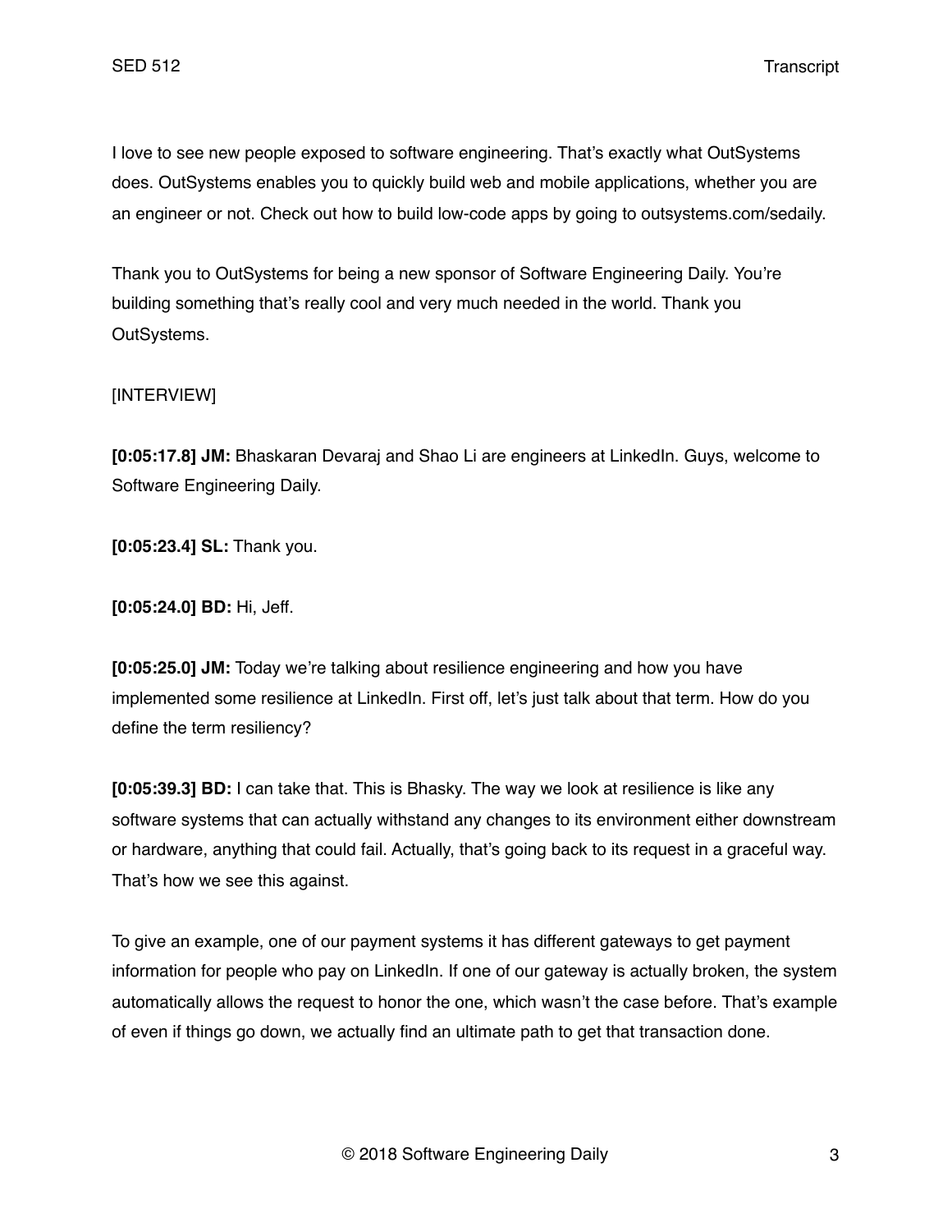I love to see new people exposed to software engineering. That's exactly what OutSystems does. OutSystems enables you to quickly build web and mobile applications, whether you are an engineer or not. Check out how to build low-code apps by going to outsystems.com/sedaily.

Thank you to OutSystems for being a new sponsor of Software Engineering Daily. You're building something that's really cool and very much needed in the world. Thank you OutSystems.

[INTERVIEW]

**[0:05:17.8] JM:** Bhaskaran Devaraj and Shao Li are engineers at LinkedIn. Guys, welcome to Software Engineering Daily.

**[0:05:23.4] SL:** Thank you.

**[0:05:24.0] BD:** Hi, Jeff.

**[0:05:25.0] JM:** Today we're talking about resilience engineering and how you have implemented some resilience at LinkedIn. First off, let's just talk about that term. How do you define the term resiliency?

**[0:05:39.3] BD:** I can take that. This is Bhasky. The way we look at resilience is like any software systems that can actually withstand any changes to its environment either downstream or hardware, anything that could fail. Actually, that's going back to its request in a graceful way. That's how we see this against.

To give an example, one of our payment systems it has different gateways to get payment information for people who pay on LinkedIn. If one of our gateway is actually broken, the system automatically allows the request to honor the one, which wasn't the case before. That's example of even if things go down, we actually find an ultimate path to get that transaction done.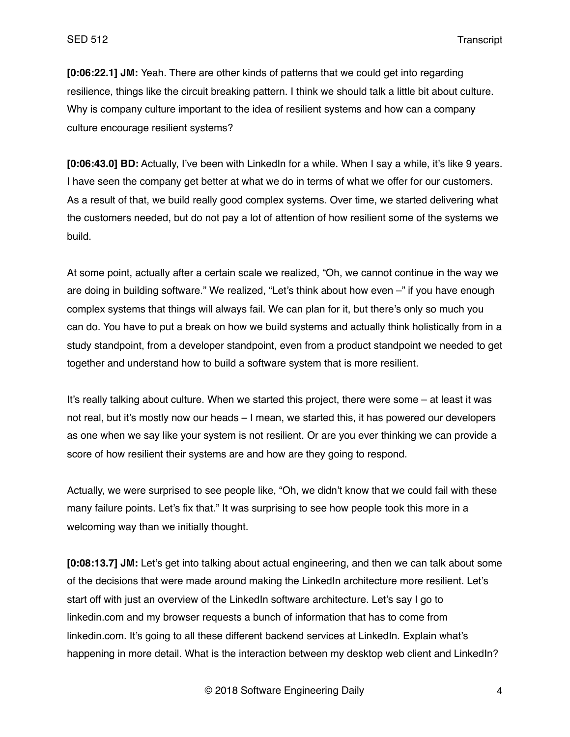**[0:06:22.1] JM:** Yeah. There are other kinds of patterns that we could get into regarding resilience, things like the circuit breaking pattern. I think we should talk a little bit about culture. Why is company culture important to the idea of resilient systems and how can a company culture encourage resilient systems?

**[0:06:43.0] BD:** Actually, I've been with LinkedIn for a while. When I say a while, it's like 9 years. I have seen the company get better at what we do in terms of what we offer for our customers. As a result of that, we build really good complex systems. Over time, we started delivering what the customers needed, but do not pay a lot of attention of how resilient some of the systems we build.

At some point, actually after a certain scale we realized, "Oh, we cannot continue in the way we are doing in building software." We realized, "Let's think about how even –" if you have enough complex systems that things will always fail. We can plan for it, but there's only so much you can do. You have to put a break on how we build systems and actually think holistically from in a study standpoint, from a developer standpoint, even from a product standpoint we needed to get together and understand how to build a software system that is more resilient.

It's really talking about culture. When we started this project, there were some – at least it was not real, but it's mostly now our heads – I mean, we started this, it has powered our developers as one when we say like your system is not resilient. Or are you ever thinking we can provide a score of how resilient their systems are and how are they going to respond.

Actually, we were surprised to see people like, "Oh, we didn't know that we could fail with these many failure points. Let's fix that." It was surprising to see how people took this more in a welcoming way than we initially thought.

**[0:08:13.7] JM:** Let's get into talking about actual engineering, and then we can talk about some of the decisions that were made around making the LinkedIn architecture more resilient. Let's start off with just an overview of the LinkedIn software architecture. Let's say I go to linkedin.com and my browser requests a bunch of information that has to come from linkedin.com. It's going to all these different backend services at LinkedIn. Explain what's happening in more detail. What is the interaction between my desktop web client and LinkedIn?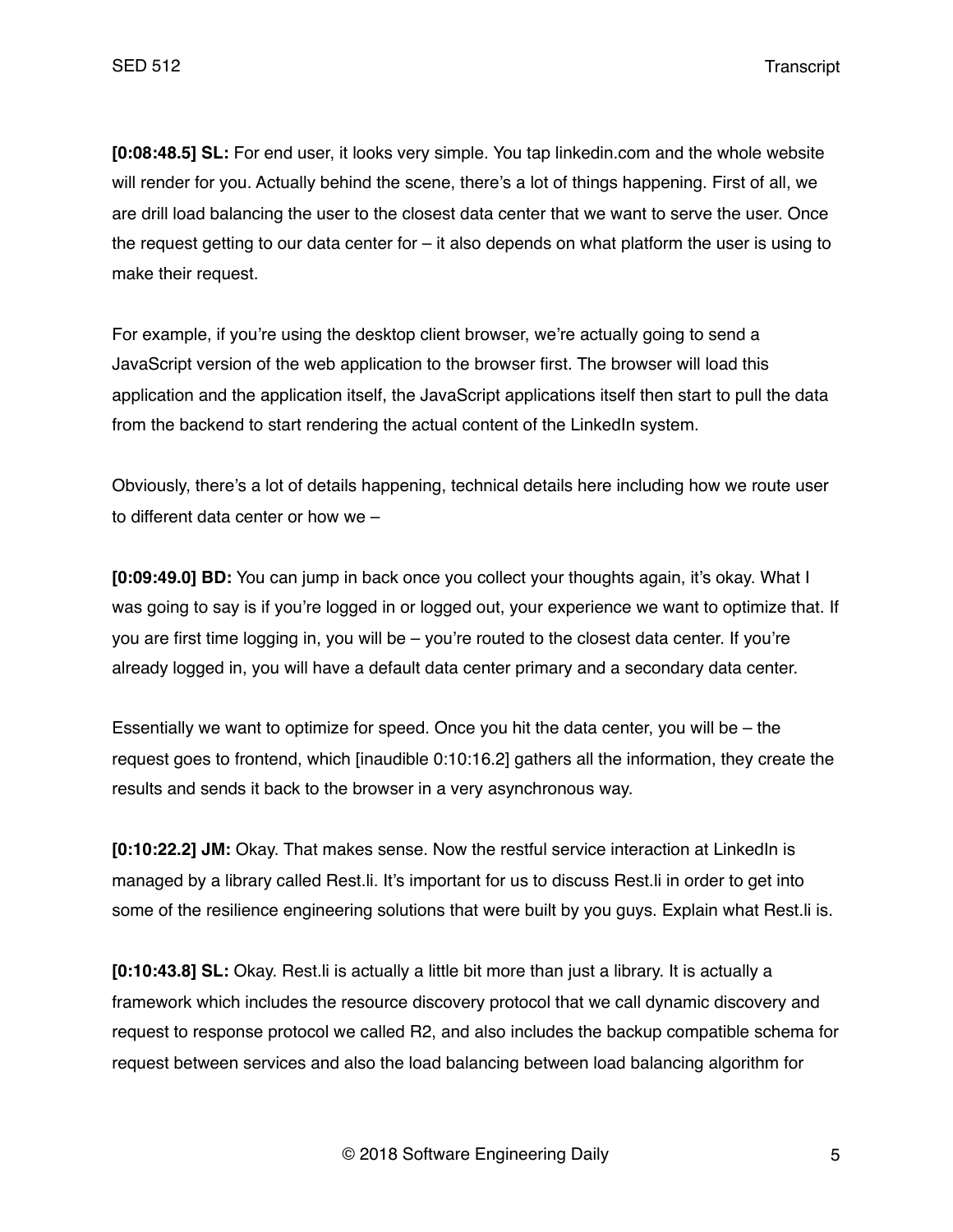**[0:08:48.5] SL:** For end user, it looks very simple. You tap linkedin.com and the whole website will render for you. Actually behind the scene, there's a lot of things happening. First of all, we are drill load balancing the user to the closest data center that we want to serve the user. Once the request getting to our data center for – it also depends on what platform the user is using to make their request.

For example, if you're using the desktop client browser, we're actually going to send a JavaScript version of the web application to the browser first. The browser will load this application and the application itself, the JavaScript applications itself then start to pull the data from the backend to start rendering the actual content of the LinkedIn system.

Obviously, there's a lot of details happening, technical details here including how we route user to different data center or how we –

**[0:09:49.0] BD:** You can jump in back once you collect your thoughts again, it's okay. What I was going to say is if you're logged in or logged out, your experience we want to optimize that. If you are first time logging in, you will be – you're routed to the closest data center. If you're already logged in, you will have a default data center primary and a secondary data center.

Essentially we want to optimize for speed. Once you hit the data center, you will be – the request goes to frontend, which [inaudible 0:10:16.2] gathers all the information, they create the results and sends it back to the browser in a very asynchronous way.

**[0:10:22.2] JM:** Okay. That makes sense. Now the restful service interaction at LinkedIn is managed by a library called Rest.li. It's important for us to discuss Rest.li in order to get into some of the resilience engineering solutions that were built by you guys. Explain what Rest.li is.

**[0:10:43.8] SL:** Okay. Rest.li is actually a little bit more than just a library. It is actually a framework which includes the resource discovery protocol that we call dynamic discovery and request to response protocol we called R2, and also includes the backup compatible schema for request between services and also the load balancing between load balancing algorithm for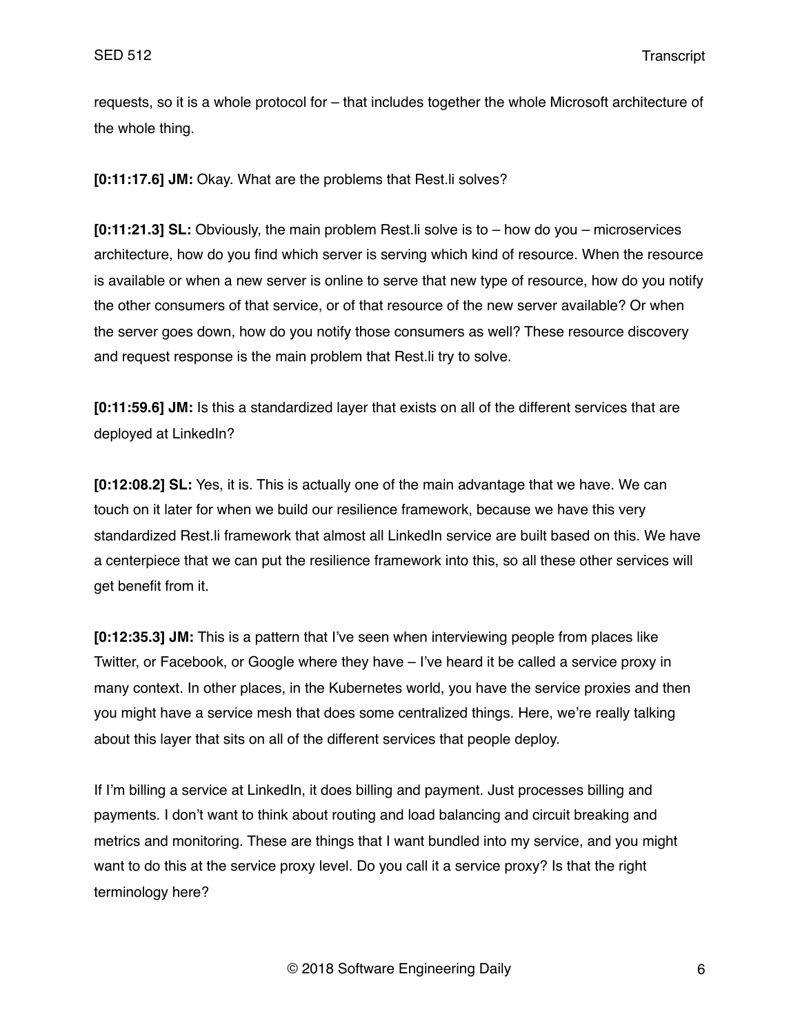requests, so it is a whole protocol for – that includes together the whole Microsoft architecture of the whole thing.

**[0:11:17.6] JM:** Okay. What are the problems that Rest.li solves?

**[0:11:21.3] SL:** Obviously, the main problem Rest.li solve is to – how do you – microservices architecture, how do you find which server is serving which kind of resource. When the resource is available or when a new server is online to serve that new type of resource, how do you notify the other consumers of that service, or of that resource of the new server available? Or when the server goes down, how do you notify those consumers as well? These resource discovery and request response is the main problem that Rest.li try to solve.

**[0:11:59.6] JM:** Is this a standardized layer that exists on all of the different services that are deployed at LinkedIn?

**[0:12:08.2] SL:** Yes, it is. This is actually one of the main advantage that we have. We can touch on it later for when we build our resilience framework, because we have this very standardized Rest.li framework that almost all LinkedIn service are built based on this. We have a centerpiece that we can put the resilience framework into this, so all these other services will get benefit from it.

**[0:12:35.3] JM:** This is a pattern that I've seen when interviewing people from places like Twitter, or Facebook, or Google where they have – I've heard it be called a service proxy in many context. In other places, in the Kubernetes world, you have the service proxies and then you might have a service mesh that does some centralized things. Here, we're really talking about this layer that sits on all of the different services that people deploy.

If I'm billing a service at LinkedIn, it does billing and payment. Just processes billing and payments. I don't want to think about routing and load balancing and circuit breaking and metrics and monitoring. These are things that I want bundled into my service, and you might want to do this at the service proxy level. Do you call it a service proxy? Is that the right terminology here?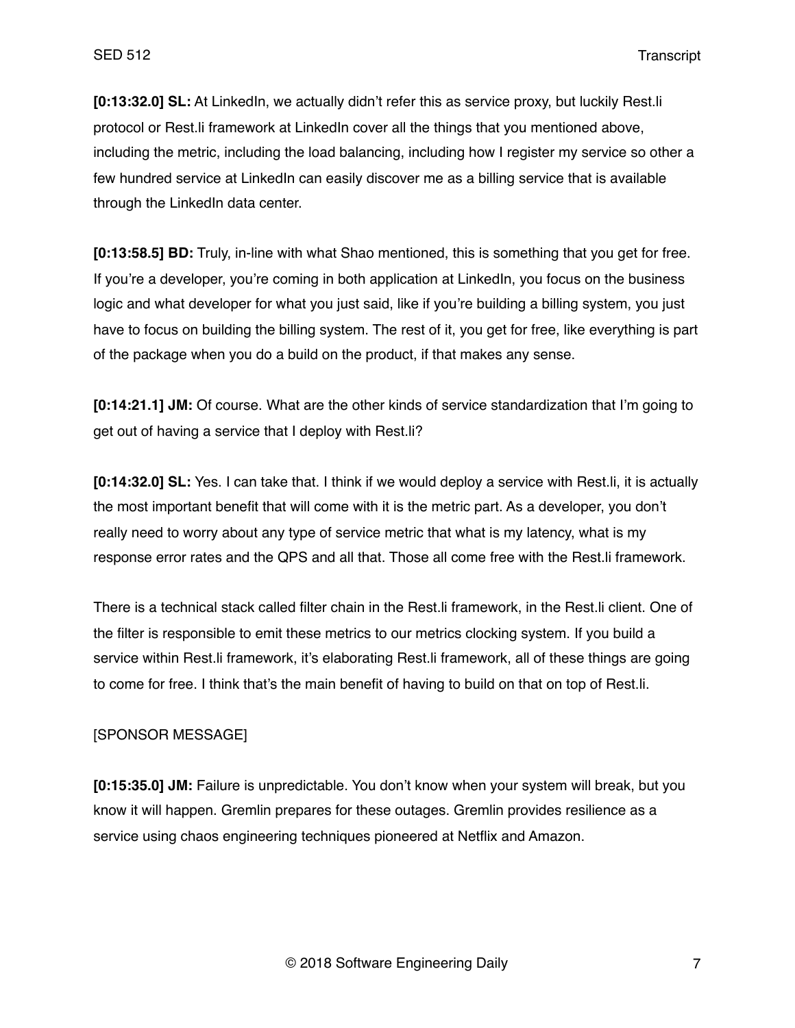**[0:13:32.0] SL:** At LinkedIn, we actually didn't refer this as service proxy, but luckily Rest.li protocol or Rest.li framework at LinkedIn cover all the things that you mentioned above, including the metric, including the load balancing, including how I register my service so other a few hundred service at LinkedIn can easily discover me as a billing service that is available through the LinkedIn data center.

**[0:13:58.5] BD:** Truly, in-line with what Shao mentioned, this is something that you get for free. If you're a developer, you're coming in both application at LinkedIn, you focus on the business logic and what developer for what you just said, like if you're building a billing system, you just have to focus on building the billing system. The rest of it, you get for free, like everything is part of the package when you do a build on the product, if that makes any sense.

**[0:14:21.1] JM:** Of course. What are the other kinds of service standardization that I'm going to get out of having a service that I deploy with Rest.li?

**[0:14:32.0] SL:** Yes. I can take that. I think if we would deploy a service with Rest.li, it is actually the most important benefit that will come with it is the metric part. As a developer, you don't really need to worry about any type of service metric that what is my latency, what is my response error rates and the QPS and all that. Those all come free with the Rest.li framework.

There is a technical stack called filter chain in the Rest.li framework, in the Rest.li client. One of the filter is responsible to emit these metrics to our metrics clocking system. If you build a service within Rest.li framework, it's elaborating Rest.li framework, all of these things are going to come for free. I think that's the main benefit of having to build on that on top of Rest.li.

[SPONSOR MESSAGE]

**[0:15:35.0] JM:** Failure is unpredictable. You don't know when your system will break, but you know it will happen. Gremlin prepares for these outages. Gremlin provides resilience as a service using chaos engineering techniques pioneered at Netflix and Amazon.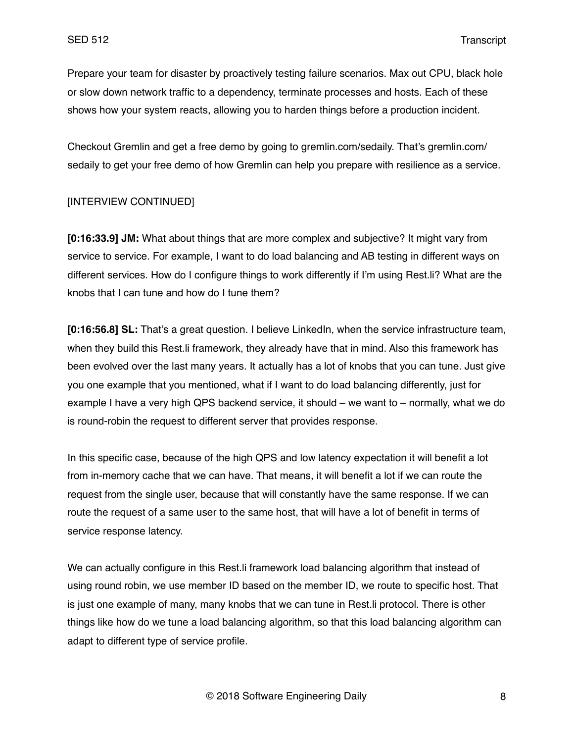Prepare your team for disaster by proactively testing failure scenarios. Max out CPU, black hole or slow down network traffic to a dependency, terminate processes and hosts. Each of these shows how your system reacts, allowing you to harden things before a production incident.

Checkout Gremlin and get a free demo by going to gremlin.com/sedaily. That's gremlin.com/sedaily to get your free demo of how Gremlin can help you prepare with resilience as a service.

[INTERVIEW CONTINUED]

**[0:16:33.9] JM:** What about things that are more complex and subjective? It might vary from service to service. For example, I want to do load balancing and AB testing in different ways on different services. How do I configure things to work differently if I'm using Rest.li? What are the knobs that I can tune and how do I tune them?

**[0:16:56.8] SL:** That's a great question. I believe LinkedIn, when the service infrastructure team, when they build this Rest.li framework, they already have that in mind. Also this framework has been evolved over the last many years. It actually has a lot of knobs that you can tune. Just give you one example that you mentioned, what if I want to do load balancing differently, just for example I have a very high QPS backend service, it should – we want to – normally, what we do is round-robin the request to different server that provides response.

In this specific case, because of the high QPS and low latency expectation it will benefit a lot from in-memory cache that we can have. That means, it will benefit a lot if we can route the request from the single user, because that will constantly have the same response. If we can route the request of a same user to the same host, that will have a lot of benefit in terms of service response latency.

We can actually configure in this Rest.li framework load balancing algorithm that instead of using round robin, we use member ID based on the member ID, we route to specific host. That is just one example of many, many knobs that we can tune in Rest.li protocol. There is other things like how do we tune a load balancing algorithm, so that this load balancing algorithm can adapt to different type of service profile.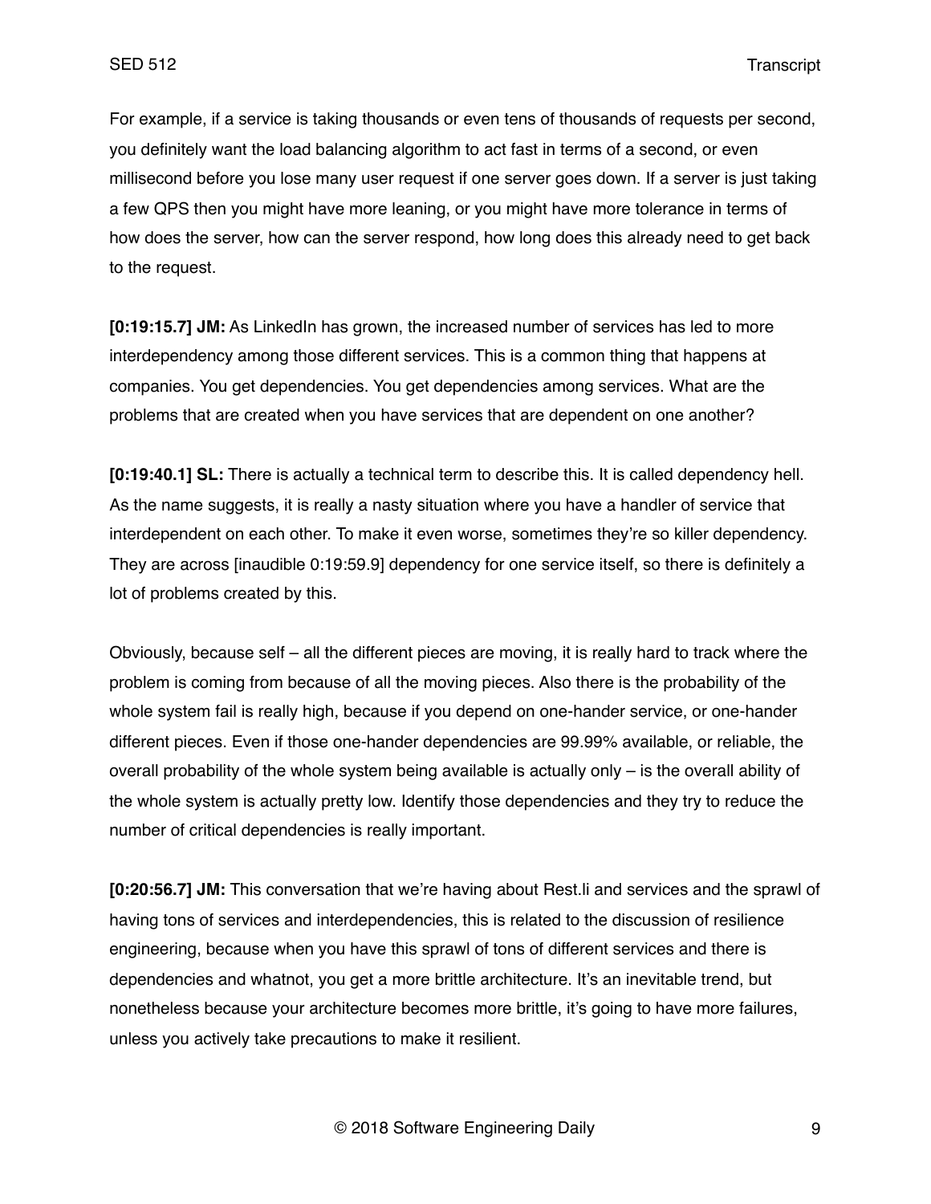For example, if a service is taking thousands or even tens of thousands of requests per second, you definitely want the load balancing algorithm to act fast in terms of a second, or even millisecond before you lose many user request if one server goes down. If a server is just taking a few QPS then you might have more leaning, or you might have more tolerance in terms of how does the server, how can the server respond, how long does this already need to get back to the request.

**[0:19:15.7] JM:** As LinkedIn has grown, the increased number of services has led to more interdependency among those different services. This is a common thing that happens at companies. You get dependencies. You get dependencies among services. What are the problems that are created when you have services that are dependent on one another?

**[0:19:40.1] SL:** There is actually a technical term to describe this. It is called dependency hell. As the name suggests, it is really a nasty situation where you have a handler of service that interdependent on each other. To make it even worse, sometimes they're so killer dependency. They are across [inaudible 0:19:59.9] dependency for one service itself, so there is definitely a lot of problems created by this.

Obviously, because self – all the different pieces are moving, it is really hard to track where the problem is coming from because of all the moving pieces. Also there is the probability of the whole system fail is really high, because if you depend on one-hander service, or one-hander different pieces. Even if those one-hander dependencies are 99.99% available, or reliable, the overall probability of the whole system being available is actually only – is the overall ability of the whole system is actually pretty low. Identify those dependencies and they try to reduce the number of critical dependencies is really important.

**[0:20:56.7] JM:** This conversation that we're having about Rest.li and services and the sprawl of having tons of services and interdependencies, this is related to the discussion of resilience engineering, because when you have this sprawl of tons of different services and there is dependencies and whatnot, you get a more brittle architecture. It's an inevitable trend, but nonetheless because your architecture becomes more brittle, it's going to have more failures, unless you actively take precautions to make it resilient.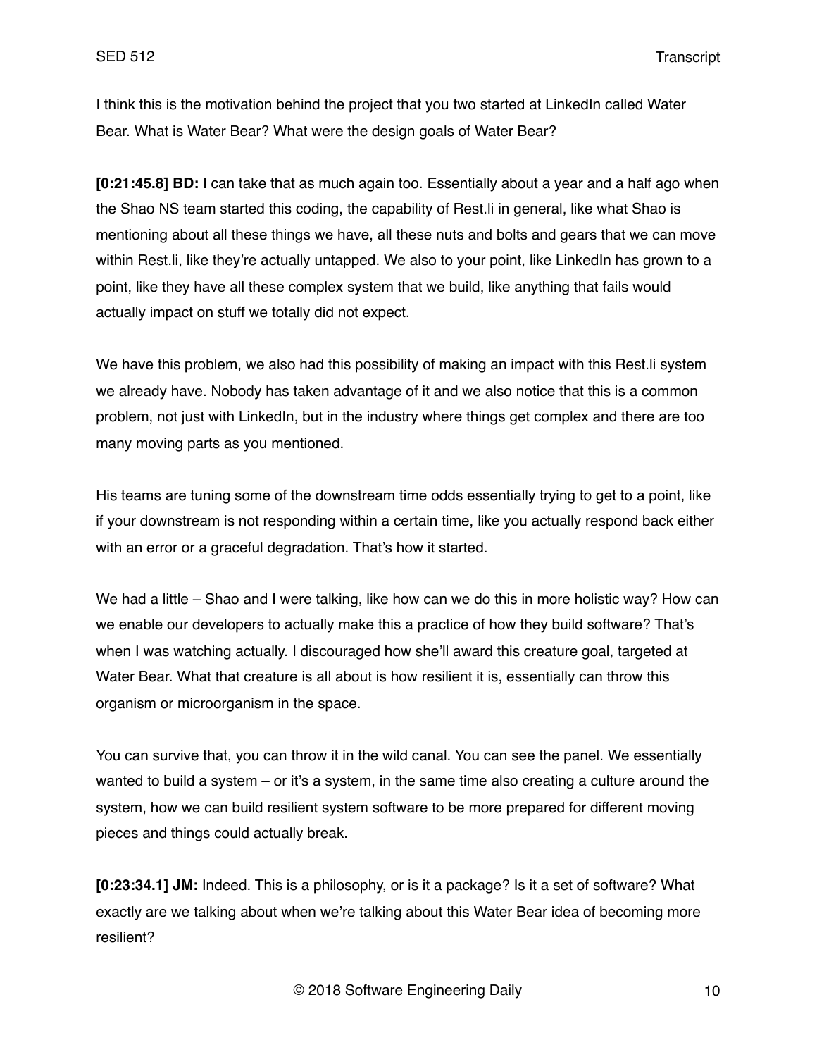I think this is the motivation behind the project that you two started at LinkedIn called Water Bear. What is Water Bear? What were the design goals of Water Bear?

**[0:21:45.8] BD:** I can take that as much again too. Essentially about a year and a half ago when the Shao NS team started this coding, the capability of Rest.li in general, like what Shao is mentioning about all these things we have, all these nuts and bolts and gears that we can move within Rest.li, like they're actually untapped. We also to your point, like LinkedIn has grown to a point, like they have all these complex system that we build, like anything that fails would actually impact on stuff we totally did not expect.

We have this problem, we also had this possibility of making an impact with this Rest.li system we already have. Nobody has taken advantage of it and we also notice that this is a common problem, not just with LinkedIn, but in the industry where things get complex and there are too many moving parts as you mentioned.

His teams are tuning some of the downstream time odds essentially trying to get to a point, like if your downstream is not responding within a certain time, like you actually respond back either with an error or a graceful degradation. That's how it started.

We had a little – Shao and I were talking, like how can we do this in more holistic way? How can we enable our developers to actually make this a practice of how they build software? That's when I was watching actually. I discouraged how she'll award this creature goal, targeted at Water Bear. What that creature is all about is how resilient it is, essentially can throw this organism or microorganism in the space.

You can survive that, you can throw it in the wild canal. You can see the panel. We essentially wanted to build a system – or it's a system, in the same time also creating a culture around the system, how we can build resilient system software to be more prepared for different moving pieces and things could actually break.

**[0:23:34.1] JM:** Indeed. This is a philosophy, or is it a package? Is it a set of software? What exactly are we talking about when we're talking about this Water Bear idea of becoming more resilient?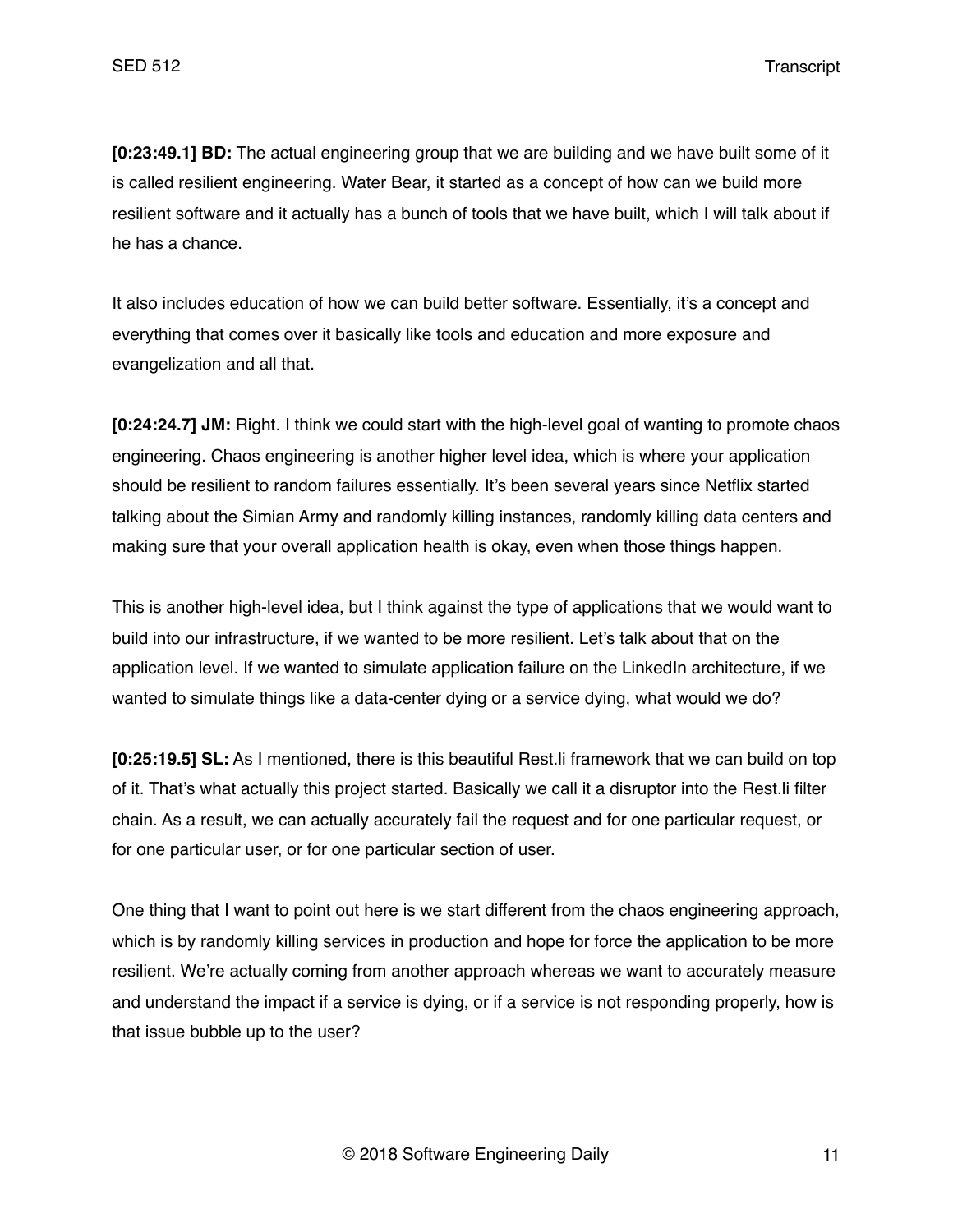**[0:23:49.1] BD:** The actual engineering group that we are building and we have built some of it is called resilient engineering. Water Bear, it started as a concept of how can we build more resilient software and it actually has a bunch of tools that we have built, which I will talk about if he has a chance.

It also includes education of how we can build better software. Essentially, it's a concept and everything that comes over it basically like tools and education and more exposure and evangelization and all that.

**[0:24:24.7] JM:** Right. I think we could start with the high-level goal of wanting to promote chaos engineering. Chaos engineering is another higher level idea, which is where your application should be resilient to random failures essentially. It's been several years since Netflix started talking about the Simian Army and randomly killing instances, randomly killing data centers and making sure that your overall application health is okay, even when those things happen.

This is another high-level idea, but I think against the type of applications that we would want to build into our infrastructure, if we wanted to be more resilient. Let's talk about that on the application level. If we wanted to simulate application failure on the LinkedIn architecture, if we wanted to simulate things like a data-center dying or a service dying, what would we do?

**[0:25:19.5] SL:** As I mentioned, there is this beautiful Rest.li framework that we can build on top of it. That's what actually this project started. Basically we call it a disruptor into the Rest.li filter chain. As a result, we can actually accurately fail the request and for one particular request, or for one particular user, or for one particular section of user.

One thing that I want to point out here is we start different from the chaos engineering approach, which is by randomly killing services in production and hope for force the application to be more resilient. We're actually coming from another approach whereas we want to accurately measure and understand the impact if a service is dying, or if a service is not responding properly, how is that issue bubble up to the user?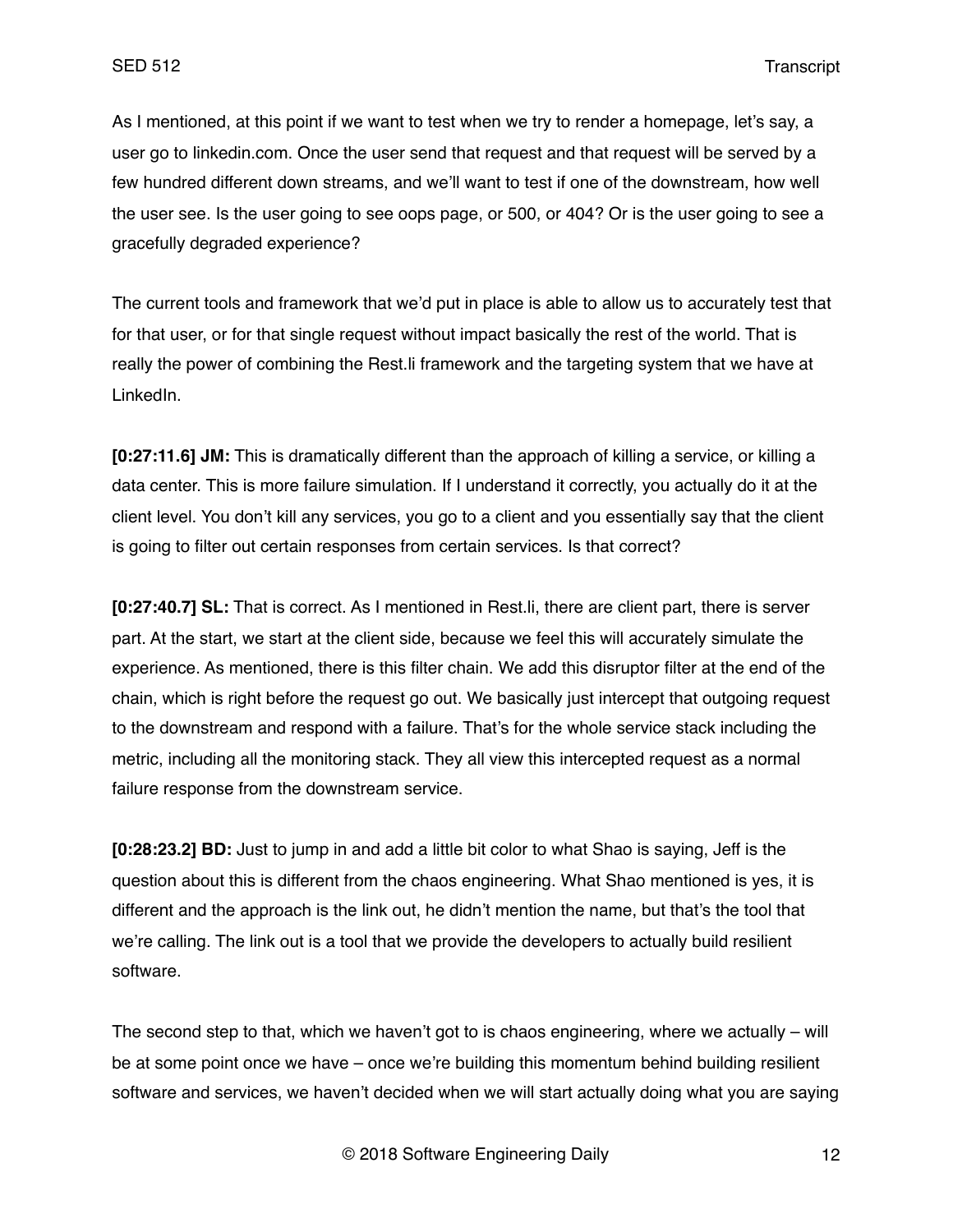As I mentioned, at this point if we want to test when we try to render a homepage, let's say, a user go to linkedin.com. Once the user send that request and that request will be served by a few hundred different down streams, and we'll want to test if one of the downstream, how well the user see. Is the user going to see oops page, or 500, or 404? Or is the user going to see a gracefully degraded experience?

The current tools and framework that we'd put in place is able to allow us to accurately test that for that user, or for that single request without impact basically the rest of the world. That is really the power of combining the Rest.li framework and the targeting system that we have at LinkedIn.

**[0:27:11.6] JM:** This is dramatically different than the approach of killing a service, or killing a data center. This is more failure simulation. If I understand it correctly, you actually do it at the client level. You don't kill any services, you go to a client and you essentially say that the client is going to filter out certain responses from certain services. Is that correct?

**[0:27:40.7] SL:** That is correct. As I mentioned in Rest.li, there are client part, there is server part. At the start, we start at the client side, because we feel this will accurately simulate the experience. As mentioned, there is this filter chain. We add this disruptor filter at the end of the chain, which is right before the request go out. We basically just intercept that outgoing request to the downstream and respond with a failure. That's for the whole service stack including the metric, including all the monitoring stack. They all view this intercepted request as a normal failure response from the downstream service.

**[0:28:23.2] BD:** Just to jump in and add a little bit color to what Shao is saying, Jeff is the question about this is different from the chaos engineering. What Shao mentioned is yes, it is different and the approach is the link out, he didn't mention the name, but that's the tool that we're calling. The link out is a tool that we provide the developers to actually build resilient software.

The second step to that, which we haven't got to is chaos engineering, where we actually – will be at some point once we have – once we're building this momentum behind building resilient software and services, we haven't decided when we will start actually doing what you are saying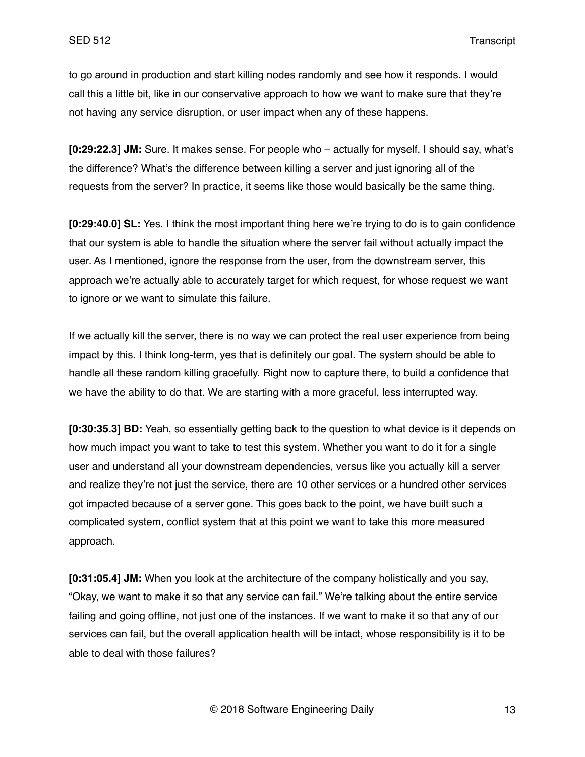to go around in production and start killing nodes randomly and see how it responds. I would call this a little bit, like in our conservative approach to how we want to make sure that they're not having any service disruption, or user impact when any of these happens.

**[0:29:22.3] JM:** Sure. It makes sense. For people who – actually for myself, I should say, what's the difference? What's the difference between killing a server and just ignoring all of the requests from the server? In practice, it seems like those would basically be the same thing.

**[0:29:40.0] SL:** Yes. I think the most important thing here we're trying to do is to gain confidence that our system is able to handle the situation where the server fail without actually impact the user. As I mentioned, ignore the response from the user, from the downstream server, this approach we're actually able to accurately target for which request, for whose request we want to ignore or we want to simulate this failure.

If we actually kill the server, there is no way we can protect the real user experience from being impact by this. I think long-term, yes that is definitely our goal. The system should be able to handle all these random killing gracefully. Right now to capture there, to build a confidence that we have the ability to do that. We are starting with a more graceful, less interrupted way.

**[0:30:35.3] BD:** Yeah, so essentially getting back to the question to what device is it depends on how much impact you want to take to test this system. Whether you want to do it for a single user and understand all your downstream dependencies, versus like you actually kill a server and realize they're not just the service, there are 10 other services or a hundred other services got impacted because of a server gone. This goes back to the point, we have built such a complicated system, conflict system that at this point we want to take this more measured approach.

**[0:31:05.4] JM:** When you look at the architecture of the company holistically and you say, "Okay, we want to make it so that any service can fail." We're talking about the entire service failing and going offline, not just one of the instances. If we want to make it so that any of our services can fail, but the overall application health will be intact, whose responsibility is it to be able to deal with those failures?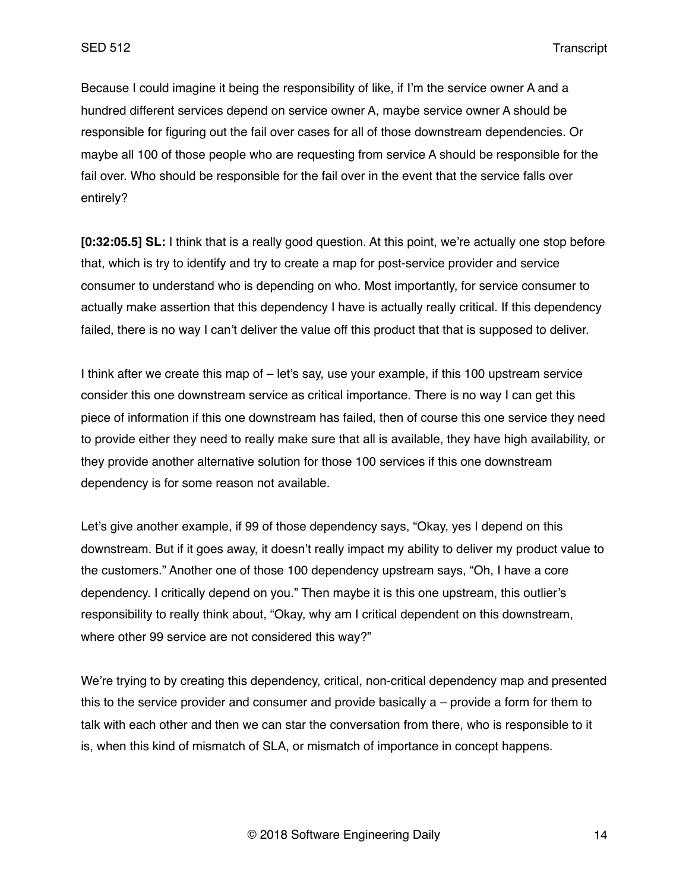Because I could imagine it being the responsibility of like, if I'm the service owner A and a hundred different services depend on service owner A, maybe service owner A should be responsible for figuring out the fail over cases for all of those downstream dependencies. Or maybe all 100 of those people who are requesting from service A should be responsible for the fail over. Who should be responsible for the fail over in the event that the service falls over entirely?

**[0:32:05.5] SL:** I think that is a really good question. At this point, we're actually one stop before that, which is try to identify and try to create a map for post-service provider and service consumer to understand who is depending on who. Most importantly, for service consumer to actually make assertion that this dependency I have is actually really critical. If this dependency failed, there is no way I can't deliver the value off this product that that is supposed to deliver.

I think after we create this map of – let's say, use your example, if this 100 upstream service consider this one downstream service as critical importance. There is no way I can get this piece of information if this one downstream has failed, then of course this one service they need to provide either they need to really make sure that all is available, they have high availability, or they provide another alternative solution for those 100 services if this one downstream dependency is for some reason not available.

Let's give another example, if 99 of those dependency says, "Okay, yes I depend on this downstream. But if it goes away, it doesn't really impact my ability to deliver my product value to the customers." Another one of those 100 dependency upstream says, "Oh, I have a core dependency. I critically depend on you." Then maybe it is this one upstream, this outlier's responsibility to really think about, "Okay, why am I critical dependent on this downstream, where other 99 service are not considered this way?"

We're trying to by creating this dependency, critical, non-critical dependency map and presented this to the service provider and consumer and provide basically a – provide a form for them to talk with each other and then we can star the conversation from there, who is responsible to it is, when this kind of mismatch of SLA, or mismatch of importance in concept happens.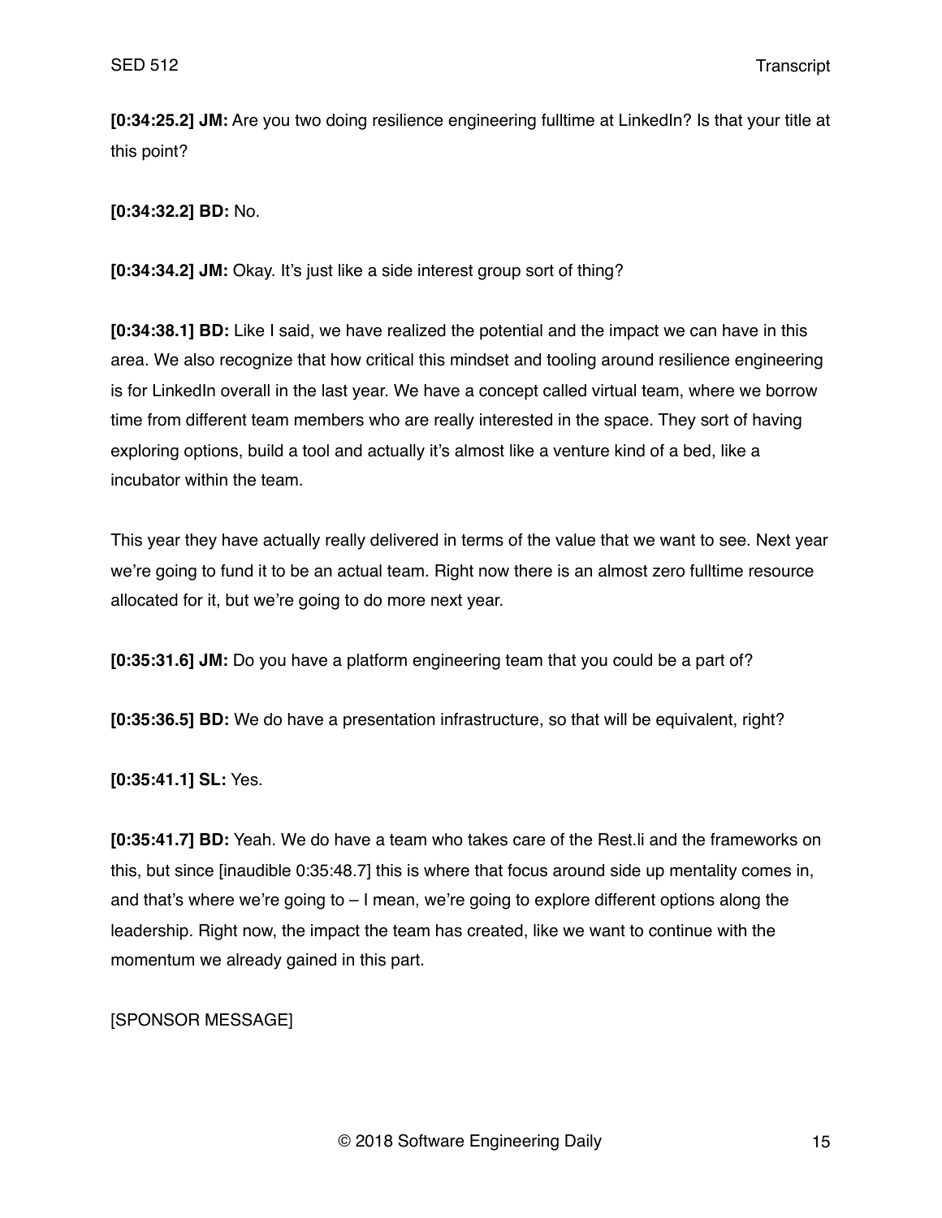**[0:34:25.2] JM:** Are you two doing resilience engineering fulltime at LinkedIn? Is that your title at this point?

**[0:34:32.2] BD:** No.

**[0:34:34.2] JM:** Okay. It's just like a side interest group sort of thing?

**[0:34:38.1] BD:** Like I said, we have realized the potential and the impact we can have in this area. We also recognize that how critical this mindset and tooling around resilience engineering is for LinkedIn overall in the last year. We have a concept called virtual team, where we borrow time from different team members who are really interested in the space. They sort of having exploring options, build a tool and actually it's almost like a venture kind of a bed, like a incubator within the team.

This year they have actually really delivered in terms of the value that we want to see. Next year we're going to fund it to be an actual team. Right now there is an almost zero fulltime resource allocated for it, but we're going to do more next year.

**[0:35:31.6] JM:** Do you have a platform engineering team that you could be a part of?

**[0:35:36.5] BD:** We do have a presentation infrastructure, so that will be equivalent, right?

**[0:35:41.1] SL:** Yes.

**[0:35:41.7] BD:** Yeah. We do have a team who takes care of the Rest.li and the frameworks on this, but since [inaudible 0:35:48.7] this is where that focus around side up mentality comes in, and that's where we're going to – I mean, we're going to explore different options along the leadership. Right now, the impact the team has created, like we want to continue with the momentum we already gained in this part.

[SPONSOR MESSAGE]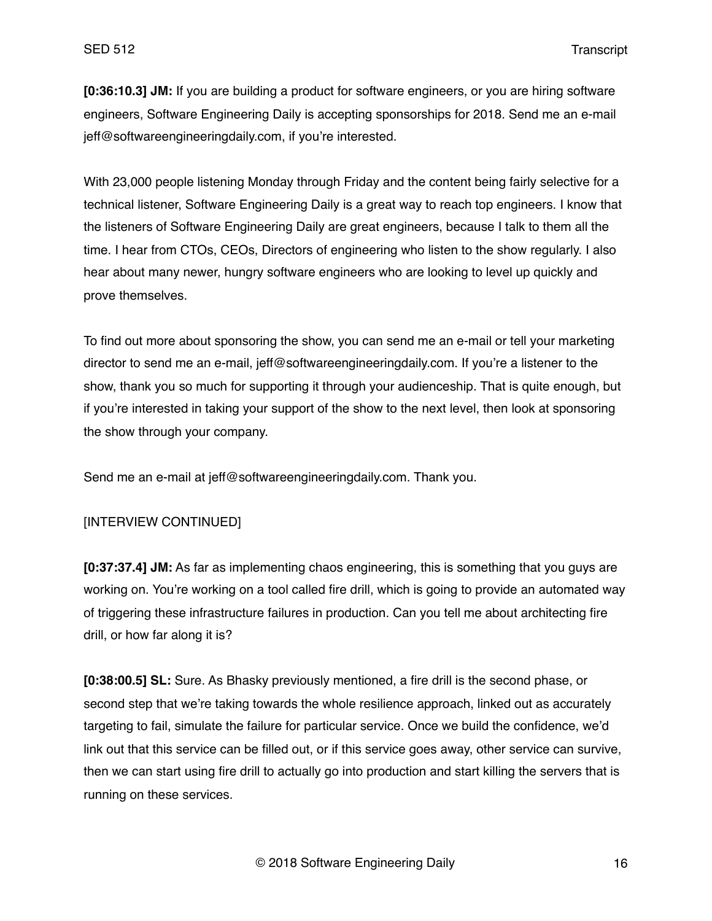**[0:36:10.3] JM:** If you are building a product for software engineers, or you are hiring software engineers, Software Engineering Daily is accepting sponsorships for 2018. Send me an e-mail jeff@softwareengineeringdaily.com, if you're interested.

With 23,000 people listening Monday through Friday and the content being fairly selective for a technical listener, Software Engineering Daily is a great way to reach top engineers. I know that the listeners of Software Engineering Daily are great engineers, because I talk to them all the time. I hear from CTOs, CEOs, Directors of engineering who listen to the show regularly. I also hear about many newer, hungry software engineers who are looking to level up quickly and prove themselves.

To find out more about sponsoring the show, you can send me an e-mail or tell your marketing director to send me an e-mail, jeff@softwareengineeringdaily.com. If you're a listener to the show, thank you so much for supporting it through your audienceship. That is quite enough, but if you're interested in taking your support of the show to the next level, then look at sponsoring the show through your company.

Send me an e-mail at jeff@softwareengineeringdaily.com. Thank you.

[INTERVIEW CONTINUED]

**[0:37:37.4] JM:** As far as implementing chaos engineering, this is something that you guys are working on. You're working on a tool called fire drill, which is going to provide an automated way of triggering these infrastructure failures in production. Can you tell me about architecting fire drill, or how far along it is?

**[0:38:00.5] SL:** Sure. As Bhasky previously mentioned, a fire drill is the second phase, or second step that we're taking towards the whole resilience approach, linked out as accurately targeting to fail, simulate the failure for particular service. Once we build the confidence, we'd link out that this service can be filled out, or if this service goes away, other service can survive, then we can start using fire drill to actually go into production and start killing the servers that is running on these services.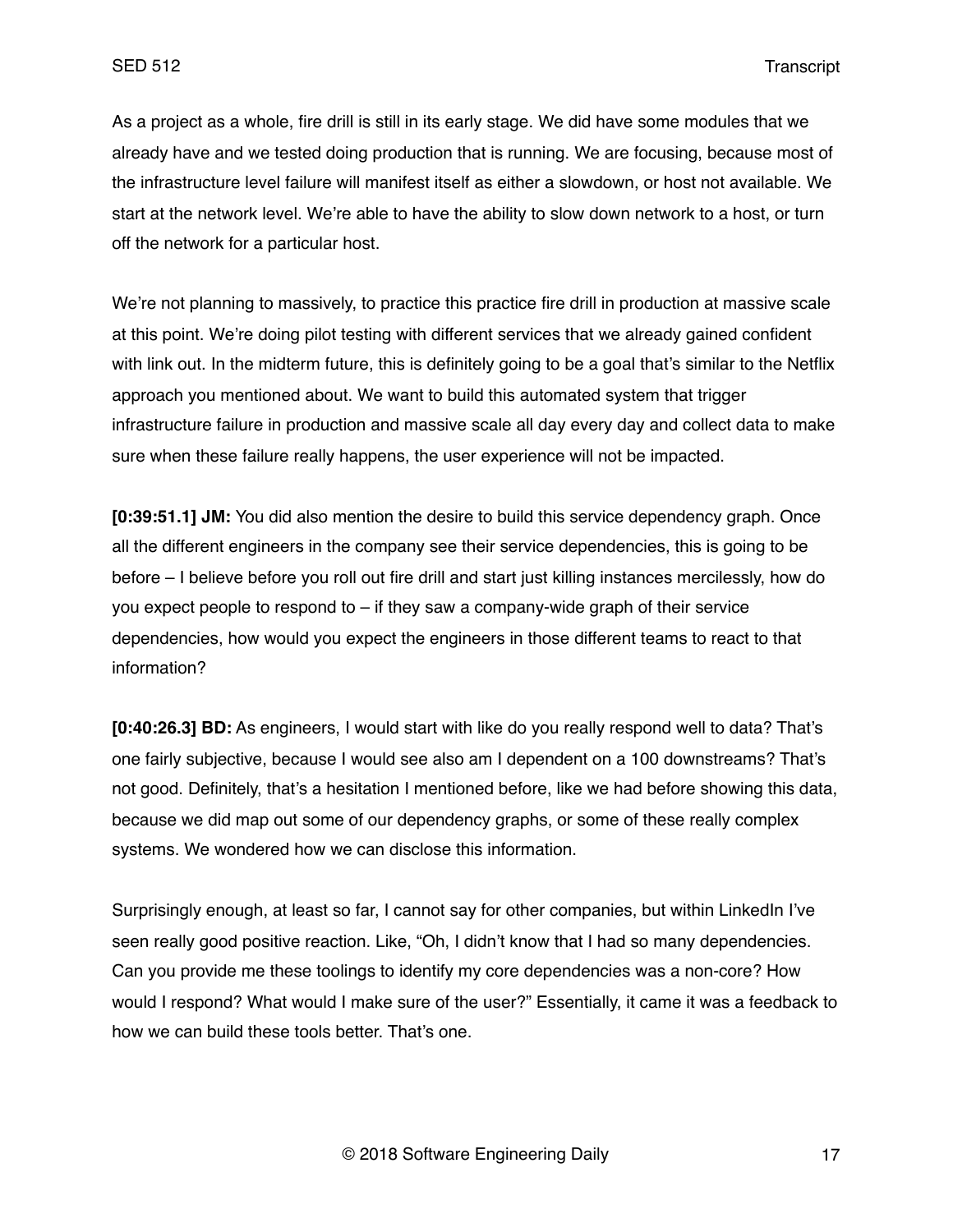As a project as a whole, fire drill is still in its early stage. We did have some modules that we already have and we tested doing production that is running. We are focusing, because most of the infrastructure level failure will manifest itself as either a slowdown, or host not available. We start at the network level. We're able to have the ability to slow down network to a host, or turn off the network for a particular host.

We're not planning to massively, to practice this practice fire drill in production at massive scale at this point. We're doing pilot testing with different services that we already gained confident with link out. In the midterm future, this is definitely going to be a goal that's similar to the Netflix approach you mentioned about. We want to build this automated system that trigger infrastructure failure in production and massive scale all day every day and collect data to make sure when these failure really happens, the user experience will not be impacted.

**[0:39:51.1] JM:** You did also mention the desire to build this service dependency graph. Once all the different engineers in the company see their service dependencies, this is going to be before – I believe before you roll out fire drill and start just killing instances mercilessly, how do you expect people to respond to – if they saw a company-wide graph of their service dependencies, how would you expect the engineers in those different teams to react to that information?

**[0:40:26.3] BD:** As engineers, I would start with like do you really respond well to data? That's one fairly subjective, because I would see also am I dependent on a 100 downstreams? That's not good. Definitely, that's a hesitation I mentioned before, like we had before showing this data, because we did map out some of our dependency graphs, or some of these really complex systems. We wondered how we can disclose this information.

Surprisingly enough, at least so far, I cannot say for other companies, but within LinkedIn I've seen really good positive reaction. Like, "Oh, I didn't know that I had so many dependencies. Can you provide me these toolings to identify my core dependencies was a non-core? How would I respond? What would I make sure of the user?" Essentially, it came it was a feedback to how we can build these tools better. That's one.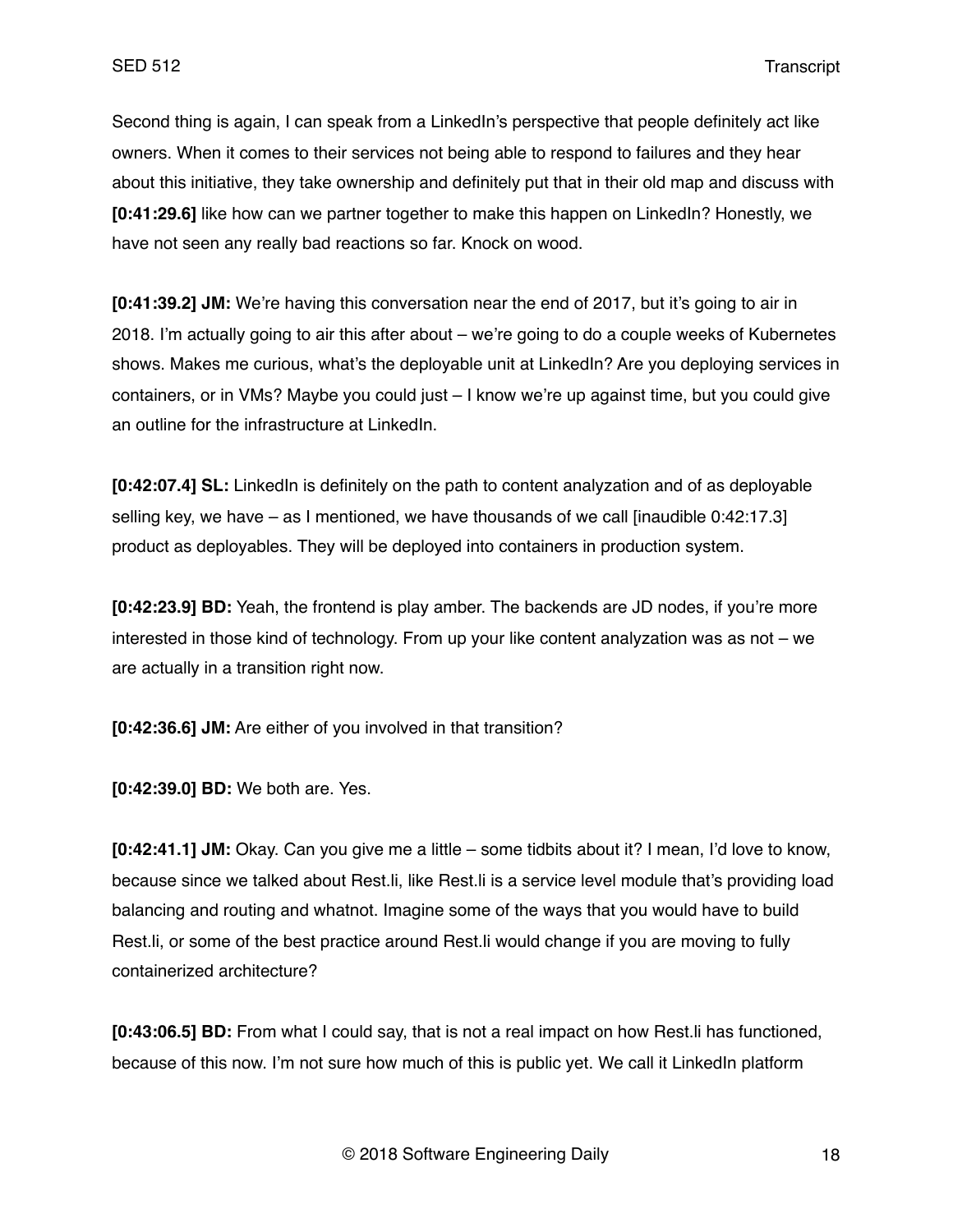Second thing is again, I can speak from a LinkedIn's perspective that people definitely act like owners. When it comes to their services not being able to respond to failures and they hear about this initiative, they take ownership and definitely put that in their old map and discuss with **[0:41:29.6]** like how can we partner together to make this happen on LinkedIn? Honestly, we have not seen any really bad reactions so far. Knock on wood.

**[0:41:39.2] JM:** We're having this conversation near the end of 2017, but it's going to air in 2018. I'm actually going to air this after about – we're going to do a couple weeks of Kubernetes shows. Makes me curious, what's the deployable unit at LinkedIn? Are you deploying services in containers, or in VMs? Maybe you could just – I know we're up against time, but you could give an outline for the infrastructure at LinkedIn.

**[0:42:07.4] SL:** LinkedIn is definitely on the path to content analyzation and of as deployable selling key, we have – as I mentioned, we have thousands of we call [inaudible 0:42:17.3] product as deployables. They will be deployed into containers in production system.

**[0:42:23.9] BD:** Yeah, the frontend is play amber. The backends are JD nodes, if you're more interested in those kind of technology. From up your like content analyzation was as not – we are actually in a transition right now.

**[0:42:36.6] JM:** Are either of you involved in that transition?

**[0:42:39.0] BD:** We both are. Yes.

**[0:42:41.1] JM:** Okay. Can you give me a little – some tidbits about it? I mean, I'd love to know, because since we talked about Rest.li, like Rest.li is a service level module that's providing load balancing and routing and whatnot. Imagine some of the ways that you would have to build Rest.li, or some of the best practice around Rest.li would change if you are moving to fully containerized architecture?

**[0:43:06.5] BD:** From what I could say, that is not a real impact on how Rest.li has functioned, because of this now. I'm not sure how much of this is public yet. We call it LinkedIn platform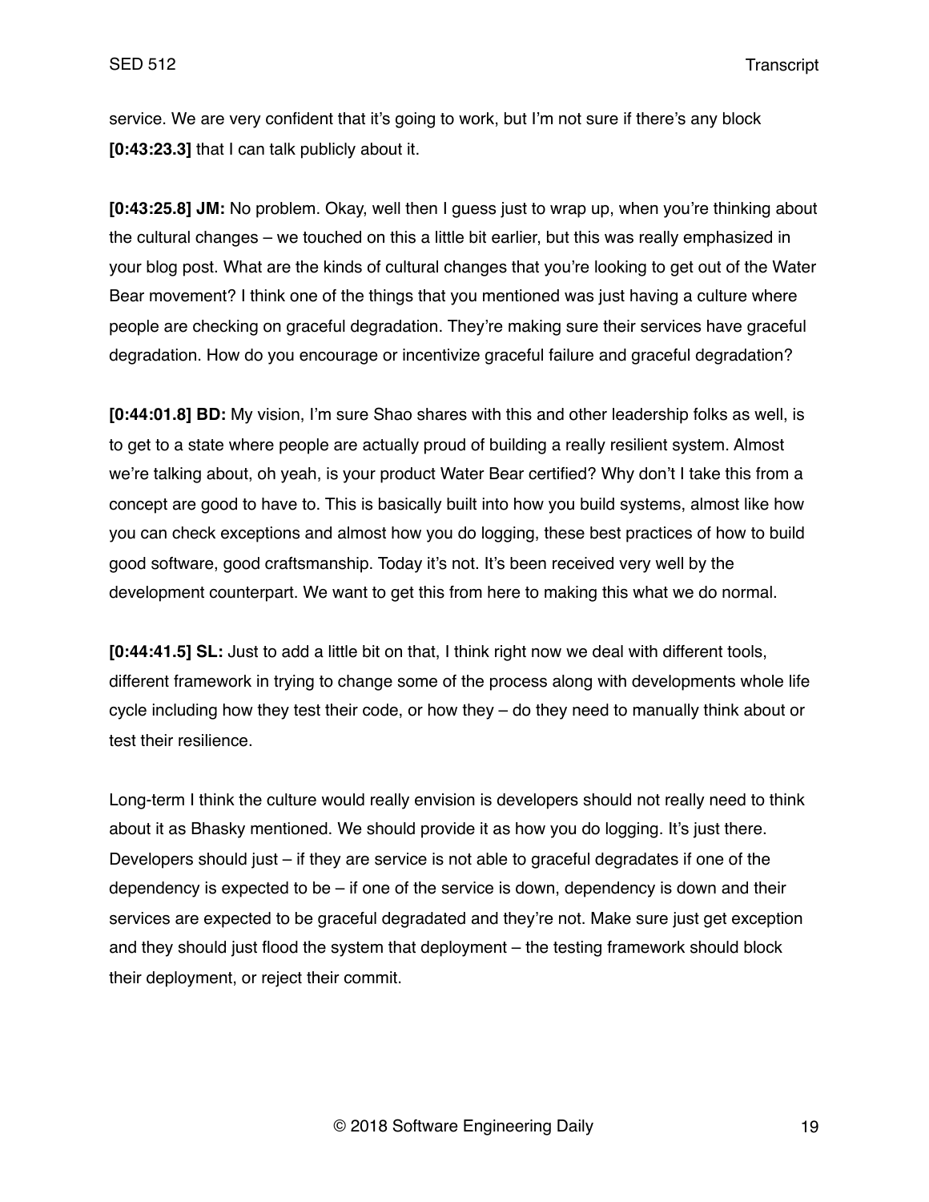service. We are very confident that it's going to work, but I'm not sure if there's any block **[0:43:23.3]** that I can talk publicly about it.

**[0:43:25.8] JM:** No problem. Okay, well then I guess just to wrap up, when you're thinking about the cultural changes – we touched on this a little bit earlier, but this was really emphasized in your blog post. What are the kinds of cultural changes that you're looking to get out of the Water Bear movement? I think one of the things that you mentioned was just having a culture where people are checking on graceful degradation. They're making sure their services have graceful degradation. How do you encourage or incentivize graceful failure and graceful degradation?

**[0:44:01.8] BD:** My vision, I'm sure Shao shares with this and other leadership folks as well, is to get to a state where people are actually proud of building a really resilient system. Almost we're talking about, oh yeah, is your product Water Bear certified? Why don't I take this from a concept are good to have to. This is basically built into how you build systems, almost like how you can check exceptions and almost how you do logging, these best practices of how to build good software, good craftsmanship. Today it's not. It's been received very well by the development counterpart. We want to get this from here to making this what we do normal.

**[0:44:41.5] SL:** Just to add a little bit on that, I think right now we deal with different tools, different framework in trying to change some of the process along with developments whole life cycle including how they test their code, or how they – do they need to manually think about or test their resilience.

Long-term I think the culture would really envision is developers should not really need to think about it as Bhasky mentioned. We should provide it as how you do logging. It's just there. Developers should just – if they are service is not able to graceful degradates if one of the dependency is expected to be – if one of the service is down, dependency is down and their services are expected to be graceful degradated and they're not. Make sure just get exception and they should just flood the system that deployment – the testing framework should block their deployment, or reject their commit.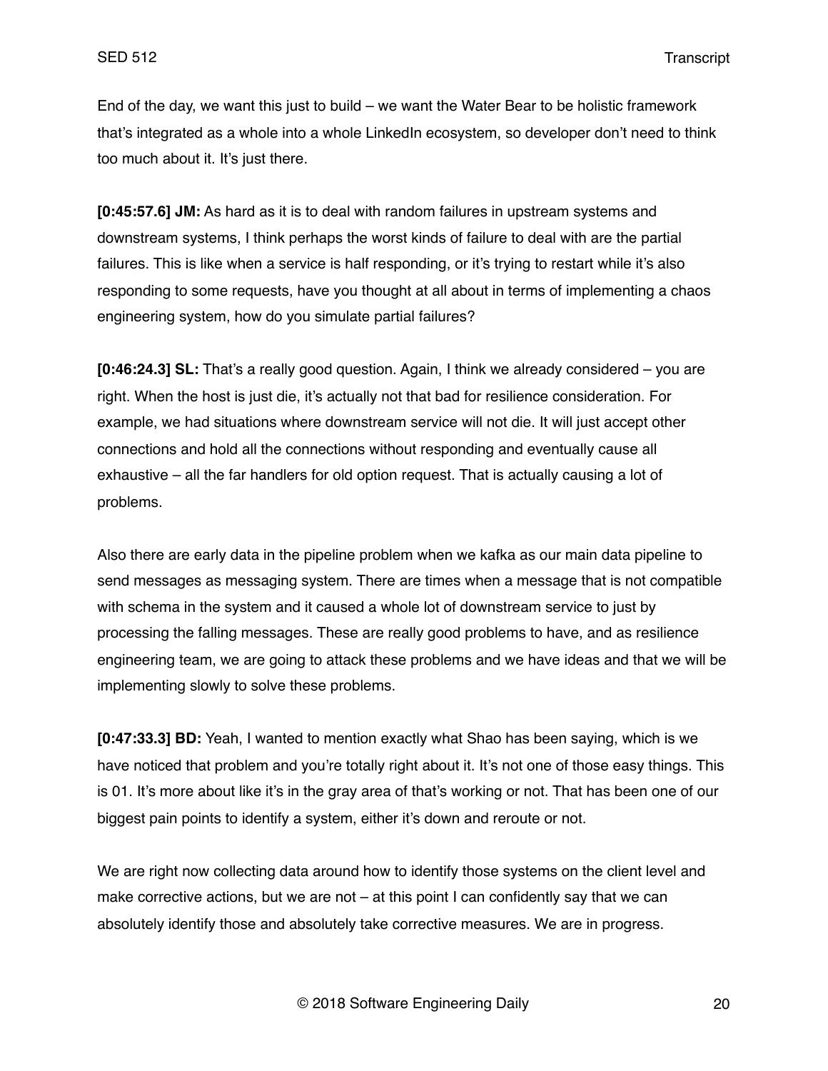End of the day, we want this just to build – we want the Water Bear to be holistic framework that's integrated as a whole into a whole LinkedIn ecosystem, so developer don't need to think too much about it. It's just there.

**[0:45:57.6] JM:** As hard as it is to deal with random failures in upstream systems and downstream systems, I think perhaps the worst kinds of failure to deal with are the partial failures. This is like when a service is half responding, or it's trying to restart while it's also responding to some requests, have you thought at all about in terms of implementing a chaos engineering system, how do you simulate partial failures?

**[0:46:24.3] SL:** That's a really good question. Again, I think we already considered – you are right. When the host is just die, it's actually not that bad for resilience consideration. For example, we had situations where downstream service will not die. It will just accept other connections and hold all the connections without responding and eventually cause all exhaustive – all the far handlers for old option request. That is actually causing a lot of problems.

Also there are early data in the pipeline problem when we kafka as our main data pipeline to send messages as messaging system. There are times when a message that is not compatible with schema in the system and it caused a whole lot of downstream service to just by processing the falling messages. These are really good problems to have, and as resilience engineering team, we are going to attack these problems and we have ideas and that we will be implementing slowly to solve these problems.

**[0:47:33.3] BD:** Yeah, I wanted to mention exactly what Shao has been saying, which is we have noticed that problem and you're totally right about it. It's not one of those easy things. This is 01. It's more about like it's in the gray area of that's working or not. That has been one of our biggest pain points to identify a system, either it's down and reroute or not.

We are right now collecting data around how to identify those systems on the client level and make corrective actions, but we are not – at this point I can confidently say that we can absolutely identify those and absolutely take corrective measures. We are in progress.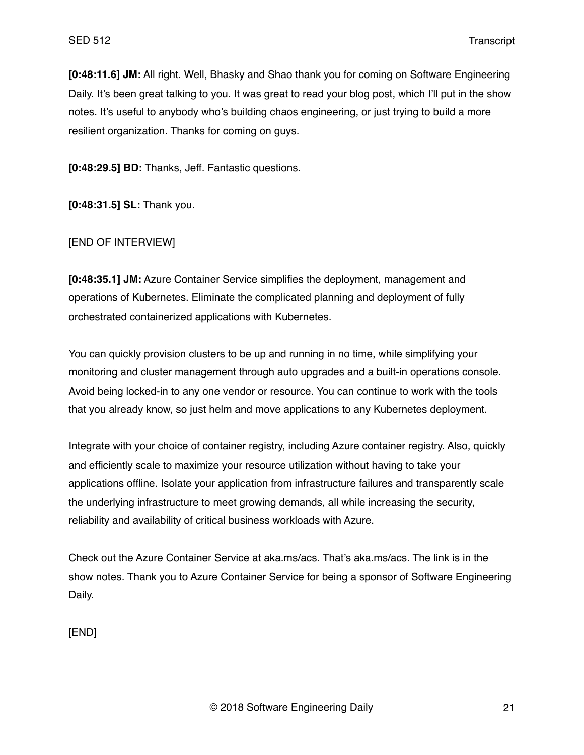**[0:48:11.6] JM:** All right. Well, Bhasky and Shao thank you for coming on Software Engineering Daily. It's been great talking to you. It was great to read your blog post, which I'll put in the show notes. It's useful to anybody who's building chaos engineering, or just trying to build a more resilient organization. Thanks for coming on guys.

**[0:48:29.5] BD:** Thanks, Jeff. Fantastic questions.

**[0:48:31.5] SL:** Thank you.

[END OF INTERVIEW]

**[0:48:35.1] JM:** Azure Container Service simplifies the deployment, management and operations of Kubernetes. Eliminate the complicated planning and deployment of fully orchestrated containerized applications with Kubernetes.

You can quickly provision clusters to be up and running in no time, while simplifying your monitoring and cluster management through auto upgrades and a built-in operations console. Avoid being locked-in to any one vendor or resource. You can continue to work with the tools that you already know, so just helm and move applications to any Kubernetes deployment.

Integrate with your choice of container registry, including Azure container registry. Also, quickly and efficiently scale to maximize your resource utilization without having to take your applications offline. Isolate your application from infrastructure failures and transparently scale the underlying infrastructure to meet growing demands, all while increasing the security, reliability and availability of critical business workloads with Azure.

Check out the Azure Container Service at aka.ms/acs. That's aka.ms/acs. The link is in the show notes. Thank you to Azure Container Service for being a sponsor of Software Engineering Daily.

[END]